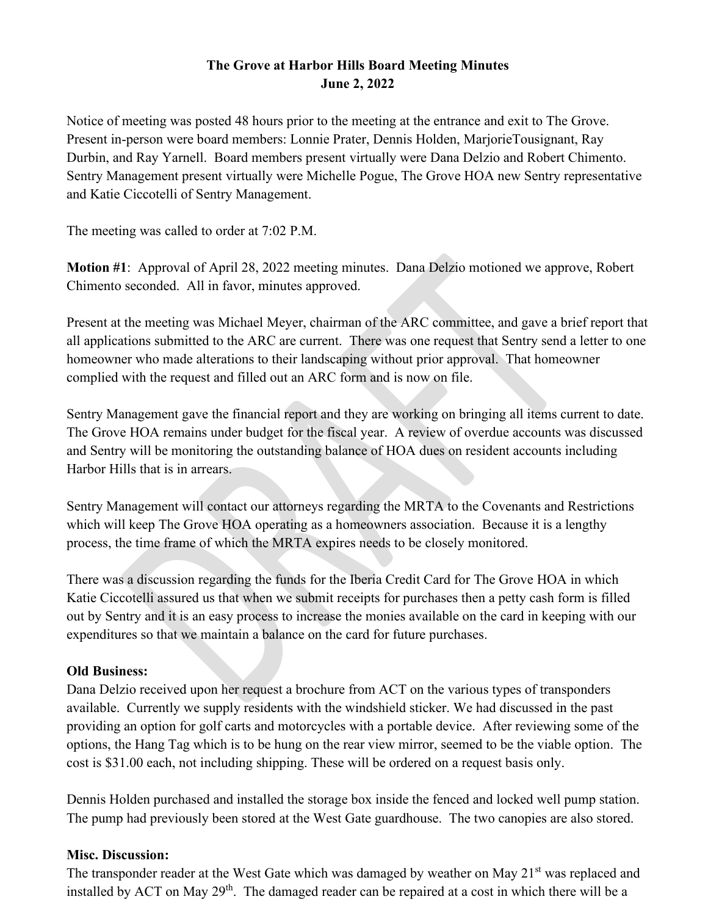# The Grove at Harbor Hills Board Meeting Minutes
## June 2, 2022

Notice of meeting was posted 48 hours prior to the meeting at the entrance and exit to The Grove. Present in-person were board members: Lonnie Prater, Dennis Holden, MarjorieTousignant, Ray Durbin, and Ray Yarnell. Board members present virtually were Dana Delzio and Robert Chimento. Sentry Management present virtually were Michelle Pogue, The Grove HOA new Sentry representative and Katie Ciccotelli of Sentry Management.

The meeting was called to order at 7:02 P.M.

**Motion #1**: Approval of April 28, 2022 meeting minutes. Dana Delzio motioned we approve, Robert Chimento seconded. All in favor, minutes approved.

Present at the meeting was Michael Meyer, chairman of the ARC committee, and gave a brief report that all applications submitted to the ARC are current. There was one request that Sentry send a letter to one homeowner who made alterations to their landscaping without prior approval. That homeowner complied with the request and filled out an ARC form and is now on file.

Sentry Management gave the financial report and they are working on bringing all items current to date. The Grove HOA remains under budget for the fiscal year. A review of overdue accounts was discussed and Sentry will be monitoring the outstanding balance of HOA dues on resident accounts including Harbor Hills that is in arrears.

Sentry Management will contact our attorneys regarding the MRTA to the Covenants and Restrictions which will keep The Grove HOA operating as a homeowners association. Because it is a lengthy process, the time frame of which the MRTA expires needs to be closely monitored.

There was a discussion regarding the funds for the Iberia Credit Card for The Grove HOA in which Katie Ciccotelli assured us that when we submit receipts for purchases then a petty cash form is filled out by Sentry and it is an easy process to increase the monies available on the card in keeping with our expenditures so that we maintain a balance on the card for future purchases.

**Old Business:**

Dana Delzio received upon her request a brochure from ACT on the various types of transponders available. Currently we supply residents with the windshield sticker. We had discussed in the past providing an option for golf carts and motorcycles with a portable device. After reviewing some of the options, the Hang Tag which is to be hung on the rear view mirror, seemed to be the viable option. The cost is $31.00 each, not including shipping. These will be ordered on a request basis only.

Dennis Holden purchased and installed the storage box inside the fenced and locked well pump station. The pump had previously been stored at the West Gate guardhouse. The two canopies are also stored.

**Misc. Discussion:**

The transponder reader at the West Gate which was damaged by weather on May 21st was replaced and installed by ACT on May 29th. The damaged reader can be repaired at a cost in which there will be a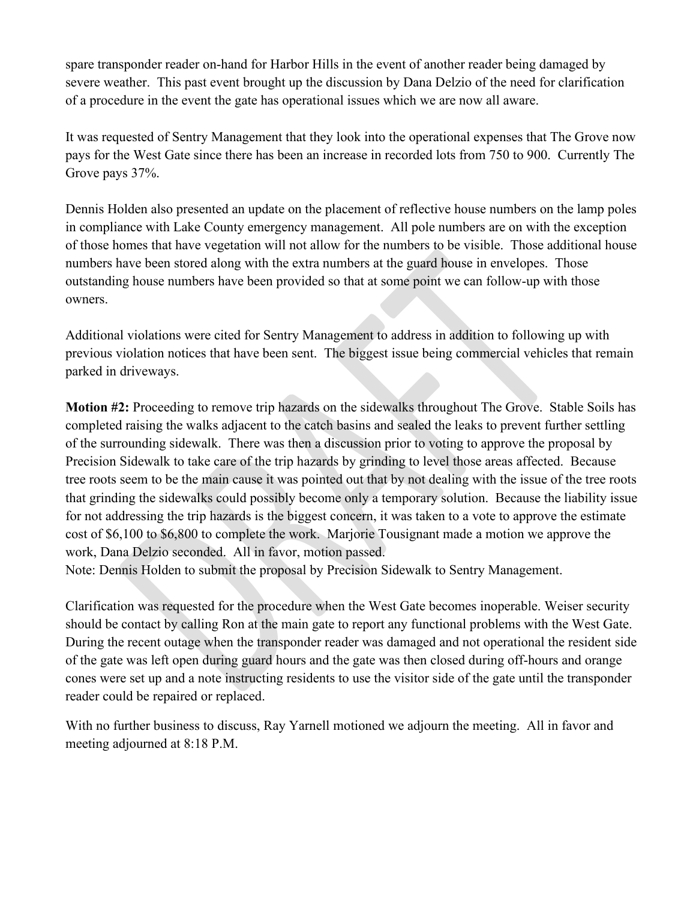spare transponder reader on-hand for Harbor Hills in the event of another reader being damaged by severe weather. This past event brought up the discussion by Dana Delzio of the need for clarification of a procedure in the event the gate has operational issues which we are now all aware.

It was requested of Sentry Management that they look into the operational expenses that The Grove now pays for the West Gate since there has been an increase in recorded lots from 750 to 900. Currently The Grove pays 37%.

Dennis Holden also presented an update on the placement of reflective house numbers on the lamp poles in compliance with Lake County emergency management. All pole numbers are on with the exception of those homes that have vegetation will not allow for the numbers to be visible. Those additional house numbers have been stored along with the extra numbers at the guard house in envelopes. Those outstanding house numbers have been provided so that at some point we can follow-up with those owners.

Additional violations were cited for Sentry Management to address in addition to following up with previous violation notices that have been sent. The biggest issue being commercial vehicles that remain parked in driveways.

**Motion #2:** Proceeding to remove trip hazards on the sidewalks throughout The Grove. Stable Soils has completed raising the walks adjacent to the catch basins and sealed the leaks to prevent further settling of the surrounding sidewalk. There was then a discussion prior to voting to approve the proposal by Precision Sidewalk to take care of the trip hazards by grinding to level those areas affected. Because tree roots seem to be the main cause it was pointed out that by not dealing with the issue of the tree roots that grinding the sidewalks could possibly become only a temporary solution. Because the liability issue for not addressing the trip hazards is the biggest concern, it was taken to a vote to approve the estimate cost of $6,100 to $6,800 to complete the work. Marjorie Tousignant made a motion we approve the work, Dana Delzio seconded. All in favor, motion passed.
Note: Dennis Holden to submit the proposal by Precision Sidewalk to Sentry Management.

Clarification was requested for the procedure when the West Gate becomes inoperable. Weiser security should be contact by calling Ron at the main gate to report any functional problems with the West Gate. During the recent outage when the transponder reader was damaged and not operational the resident side of the gate was left open during guard hours and the gate was then closed during off-hours and orange cones were set up and a note instructing residents to use the visitor side of the gate until the transponder reader could be repaired or replaced.

With no further business to discuss, Ray Yarnell motioned we adjourn the meeting. All in favor and meeting adjourned at 8:18 P.M.